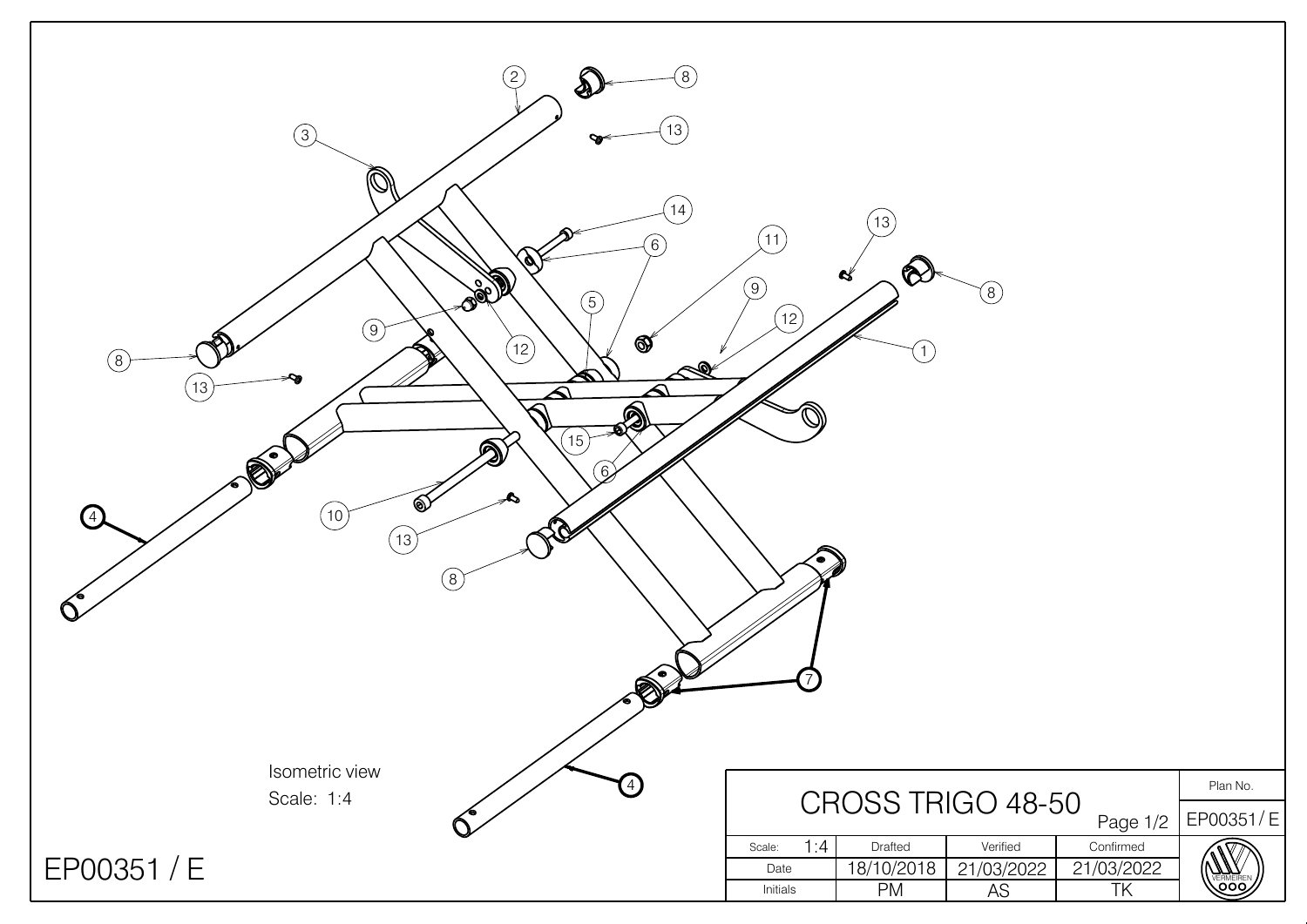Isometric view

Scale: 1:4

EP00351 / E

# CROSS TRIGO 48-50

Page 1/2

| Plan No. | |
| --- | --- |
| EP00351/ E | |

| Scale: 1:4 | Drafted | Verified | Confirmed |
| --- | --- | --- | --- |
| Date | 18/10/2018 | 21/03/2022 | 21/03/2022 |
| Initials | PM | AS | TK |

VERMEIREN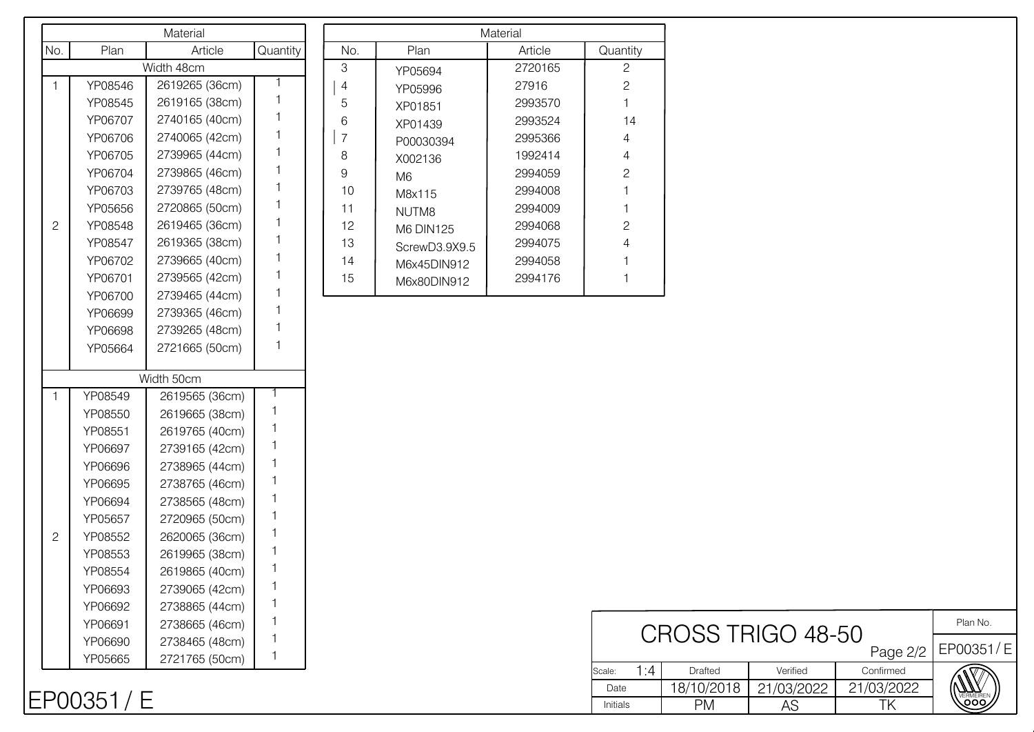| Material | | | |
|---|---|---|---|
| No. | Plan | Article | Quantity |
| **Width 48cm** | | | |
| 1 | YP08546 | 2619265 (36cm) | 1 |
| | YP08545 | 2619165 (38cm) | 1 |
| | YP06707 | 2740165 (40cm) | 1 |
| | YP06706 | 2740065 (42cm) | 1 |
| | YP06705 | 2739965 (44cm) | 1 |
| | YP06704 | 2739865 (46cm) | 1 |
| | YP06703 | 2739765 (48cm) | 1 |
| | YP05656 | 2720865 (50cm) | 1 |
| 2 | YP08548 | 2619465 (36cm) | 1 |
| | YP08547 | 2619365 (38cm) | 1 |
| | YP06702 | 2739665 (40cm) | 1 |
| | YP06701 | 2739565 (42cm) | 1 |
| | YP06700 | 2739465 (44cm) | 1 |
| | YP06699 | 2739365 (46cm) | 1 |
| | YP06698 | 2739265 (48cm) | 1 |
| | YP05664 | 2721665 (50cm) | 1 |
| **Width 50cm** | | | |
| 1 | YP08549 | 2619565 (36cm) | 1 |
| | YP08550 | 2619665 (38cm) | 1 |
| | YP08551 | 2619765 (40cm) | 1 |
| | YP06697 | 2739165 (42cm) | 1 |
| | YP06696 | 2738965 (44cm) | 1 |
| | YP06695 | 2738765 (46cm) | 1 |
| | YP06694 | 2738565 (48cm) | 1 |
| | YP05657 | 2720965 (50cm) | 1 |
| 2 | YP08552 | 2620065 (36cm) | 1 |
| | YP08553 | 2619965 (38cm) | 1 |
| | YP08554 | 2619865 (40cm) | 1 |
| | YP06693 | 2739065 (42cm) | 1 |
| | YP06692 | 2738865 (44cm) | 1 |
| | YP06691 | 2738665 (46cm) | 1 |
| | YP06690 | 2738465 (48cm) | 1 |
| | YP05665 | 2721765 (50cm) | 1 |

| Material | | | |
|---|---|---|---|
| No. | Plan | Article | Quantity |
| 3 | YP05694 | 2720165 | 2 |
| 4 | YP05996 | 27916 | 2 |
| 5 | XP01851 | 2993570 | 1 |
| 6 | XP01439 | 2993524 | 14 |
| 7 | P00030394 | 2995366 | 4 |
| 8 | X002136 | 1992414 | 4 |
| 9 | M6 | 2994059 | 2 |
| 10 | M8x115 | 2994008 | 1 |
| 11 | NUTM8 | 2994009 | 1 |
| 12 | M6 DIN125 | 2994068 | 2 |
| 13 | ScrewD3.9X9.5 | 2994075 | 4 |
| 14 | M6x45DIN912 | 2994058 | 1 |
| 15 | M6x80DIN912 | 2994176 | 1 |

# CROSS TRIGO 48-50

Page 2/2

| Scale: 1:4 | Drafted | Verified | Confirmed |
|---|---|---|---|
| Date | 18/10/2018 | 21/03/2022 | 21/03/2022 |
| Initials | PM | AS | TK |

Plan No. EP00351 / E

VERMEIREN

EP00351 / E